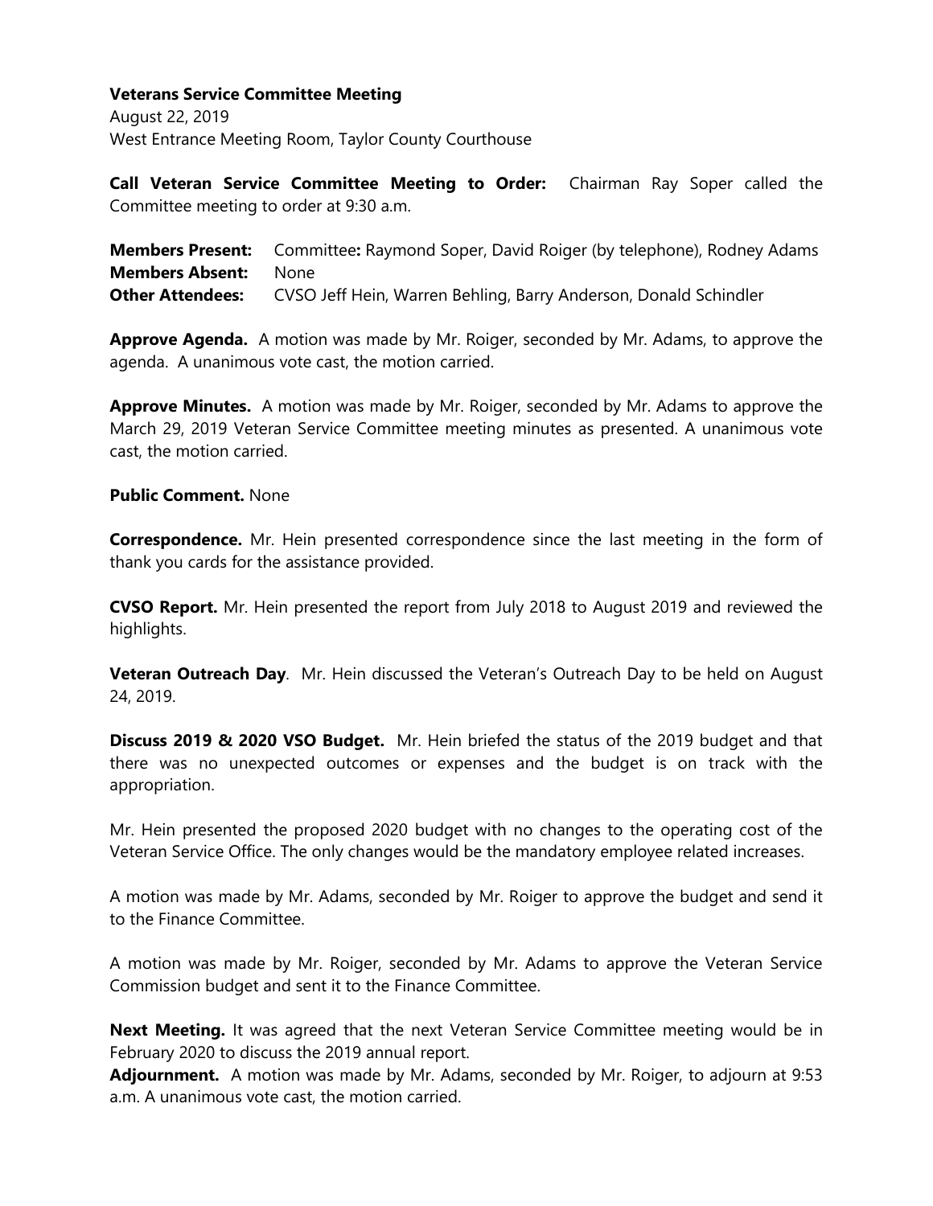**Veterans Service Committee Meeting**

August 22, 2019

West Entrance Meeting Room, Taylor County Courthouse

**Call Veteran Service Committee Meeting to Order:** Chairman Ray Soper called the Committee meeting to order at 9:30 a.m.

**Members Present:** Committee**:** Raymond Soper, David Roiger (by telephone), Rodney Adams

**Members Absent:** None

**Other Attendees:** CVSO Jeff Hein, Warren Behling, Barry Anderson, Donald Schindler

**Approve Agenda.** A motion was made by Mr. Roiger, seconded by Mr. Adams, to approve the agenda. A unanimous vote cast, the motion carried.

**Approve Minutes.** A motion was made by Mr. Roiger, seconded by Mr. Adams to approve the March 29, 2019 Veteran Service Committee meeting minutes as presented. A unanimous vote cast, the motion carried.

**Public Comment.** None

**Correspondence.** Mr. Hein presented correspondence since the last meeting in the form of thank you cards for the assistance provided.

**CVSO Report.** Mr. Hein presented the report from July 2018 to August 2019 and reviewed the highlights.

**Veteran Outreach Day**. Mr. Hein discussed the Veteran's Outreach Day to be held on August 24, 2019.

**Discuss 2019 & 2020 VSO Budget.** Mr. Hein briefed the status of the 2019 budget and that there was no unexpected outcomes or expenses and the budget is on track with the appropriation.

Mr. Hein presented the proposed 2020 budget with no changes to the operating cost of the Veteran Service Office. The only changes would be the mandatory employee related increases.

A motion was made by Mr. Adams, seconded by Mr. Roiger to approve the budget and send it to the Finance Committee.

A motion was made by Mr. Roiger, seconded by Mr. Adams to approve the Veteran Service Commission budget and sent it to the Finance Committee.

**Next Meeting.** It was agreed that the next Veteran Service Committee meeting would be in February 2020 to discuss the 2019 annual report.

**Adjournment.** A motion was made by Mr. Adams, seconded by Mr. Roiger, to adjourn at 9:53 a.m. A unanimous vote cast, the motion carried.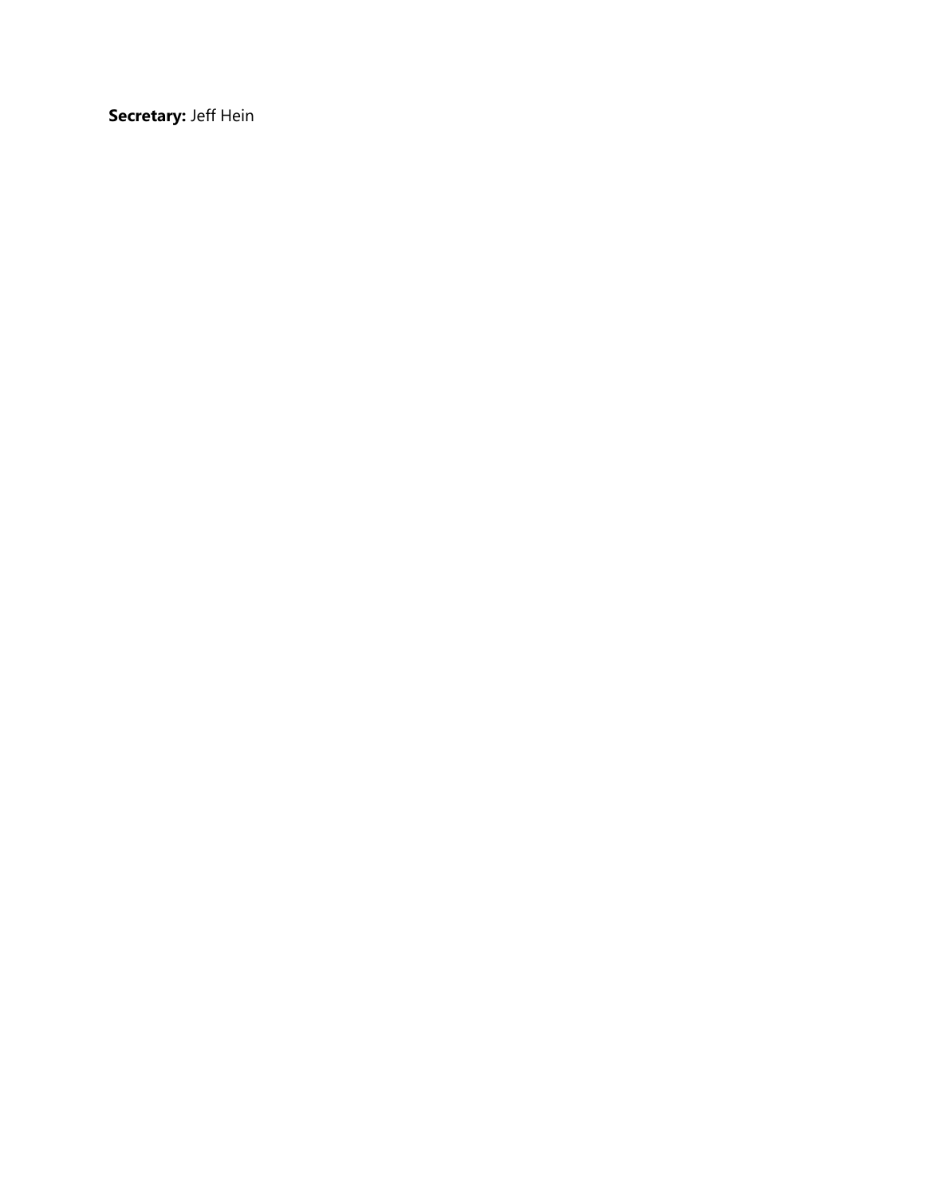**Secretary:** Jeff Hein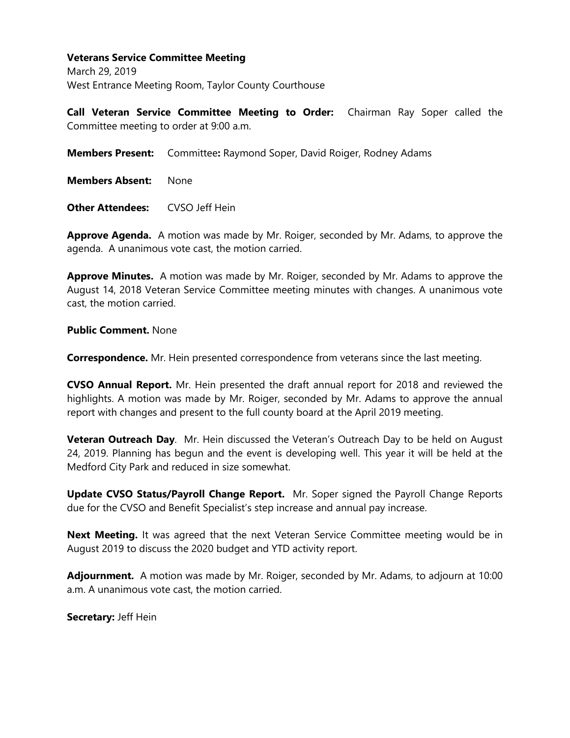**Veterans Service Committee Meeting**

March 29, 2019

West Entrance Meeting Room, Taylor County Courthouse

**Call Veteran Service Committee Meeting to Order:** Chairman Ray Soper called the Committee meeting to order at 9:00 a.m.

**Members Present:** Committee**:** Raymond Soper, David Roiger, Rodney Adams

**Members Absent:** None

**Other Attendees:** CVSO Jeff Hein

**Approve Agenda.** A motion was made by Mr. Roiger, seconded by Mr. Adams, to approve the agenda. A unanimous vote cast, the motion carried.

**Approve Minutes.** A motion was made by Mr. Roiger, seconded by Mr. Adams to approve the August 14, 2018 Veteran Service Committee meeting minutes with changes. A unanimous vote cast, the motion carried.

**Public Comment.** None

**Correspondence.** Mr. Hein presented correspondence from veterans since the last meeting.

**CVSO Annual Report.** Mr. Hein presented the draft annual report for 2018 and reviewed the highlights. A motion was made by Mr. Roiger, seconded by Mr. Adams to approve the annual report with changes and present to the full county board at the April 2019 meeting.

**Veteran Outreach Day**. Mr. Hein discussed the Veteran's Outreach Day to be held on August 24, 2019. Planning has begun and the event is developing well. This year it will be held at the Medford City Park and reduced in size somewhat.

**Update CVSO Status/Payroll Change Report.** Mr. Soper signed the Payroll Change Reports due for the CVSO and Benefit Specialist's step increase and annual pay increase.

**Next Meeting.** It was agreed that the next Veteran Service Committee meeting would be in August 2019 to discuss the 2020 budget and YTD activity report.

**Adjournment.** A motion was made by Mr. Roiger, seconded by Mr. Adams, to adjourn at 10:00 a.m. A unanimous vote cast, the motion carried.

**Secretary:** Jeff Hein